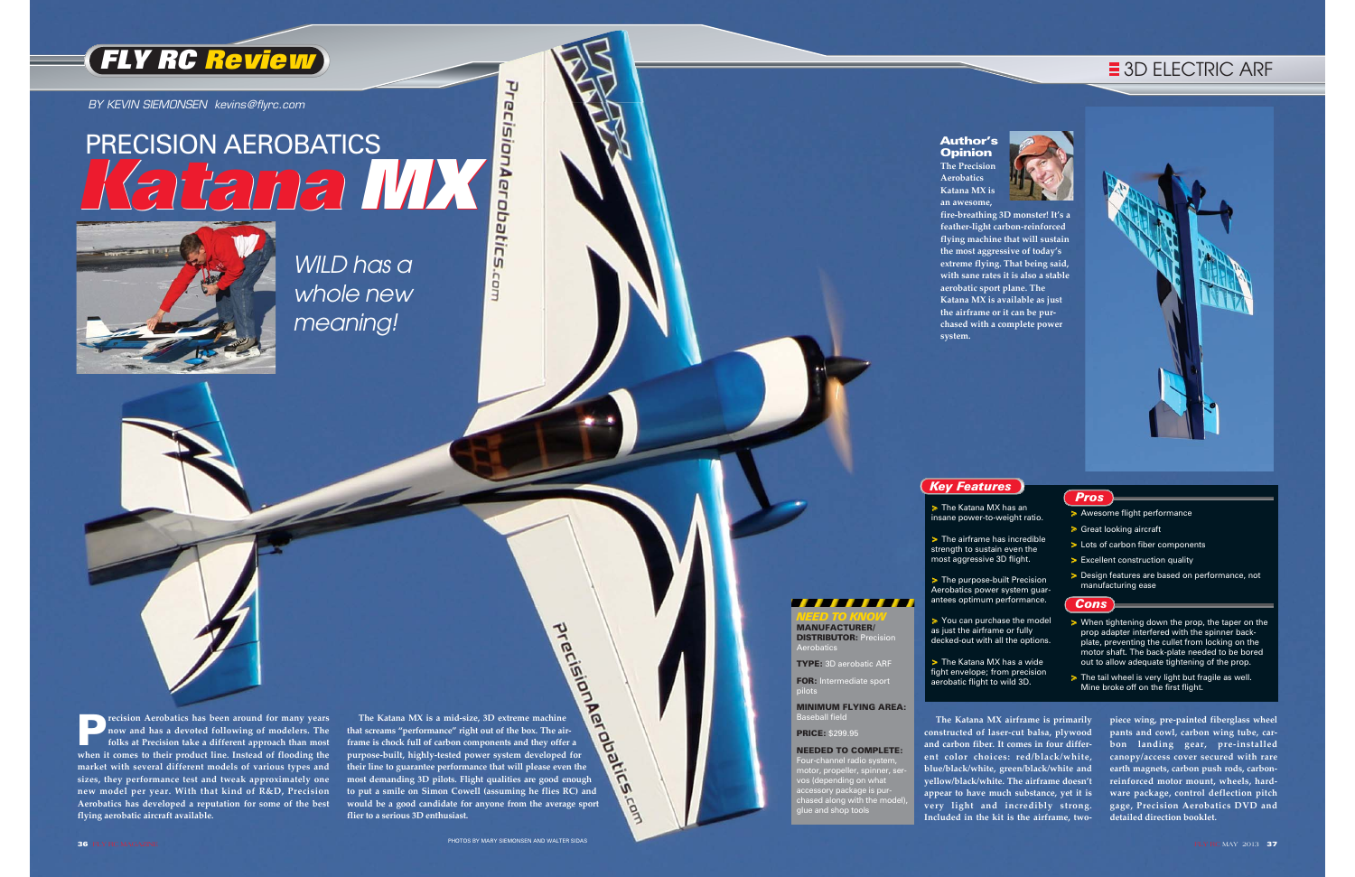FLY RC Review

3D ELECTRIC ARF

BY KEVIN SIEMONSEN kevins@flyrc.com

# PRECISION AEROBATICS Katana MX

*WILD has a whole new meaning!*

Precision Aerobatics has been around for many years now and has a devoted following of modelers. The folks at Precision take a different approach than most when it comes to their product line. Instead of flooding the market with several different models of various types and sizes, they performance test and tweak approximately one new model per year. With that kind of R&D, Precision Aerobatics has developed a reputation for some of the best flying aerobatic aircraft available.

The Katana MX is a mid-size, 3D extreme machine that screams "performance" right out of the box. The airframe is chock full of carbon components and they offer a purpose-built, highly-tested power system developed for their line to guarantee performance that will please even the most demanding 3D pilots. Flight qualities are good enough to put a smile on Simon Cowell (assuming he flies RC) and would be a good candidate for anyone from the average sport flier to a serious 3D enthusiast.

The Katana MX airframe is primarily constructed of laser-cut balsa, plywood and carbon fiber. It comes in four different color choices: red/black/white, blue/black/white, green/black/white and yellow/black/white. The airframe doesn't appear to have much substance, yet it is very light and incredibly strong. Included in the kit is the airframe, two-piece wing, pre-painted fiberglass wheel pants and cowl, carbon wing tube, carbon landing gear, pre-installed canopy/access cover secured with rare earth magnets, carbon push rods, carbon-reinforced motor mount, wheels, hardware package, control deflection pitch gage, Precision Aerobatics DVD and detailed direction booklet.

## Author's Opinion

The Precision Aerobatics Katana MX is an awesome, fire-breathing 3D monster! It's a feather-light carbon-reinforced flying machine that will sustain the most aggressive of today's extreme flying. That being said, with sane rates it is also a stable aerobatic sport plane. The Katana MX is available as just the airframe or it can be purchased with a complete power system.

## Key Features

- The Katana MX has an insane power-to-weight ratio.
- The airframe has incredible strength to sustain even the most aggressive 3D flight.
- The purpose-built Precision Aerobatics power system guarantees optimum performance.
- You can purchase the model as just the airframe or fully decked-out with all the options.
- The Katana MX has a wide fight envelope; from precision aerobatic flight to wild 3D.

## Pros

- Awesome flight performance
- Great looking aircraft
- Lots of carbon fiber components
- Excellent construction quality
- Design features are based on performance, not manufacturing ease

## Cons

- When tightening down the prop, the taper on the prop adapter interfered with the spinner back-plate, preventing the cullet from locking on the motor shaft. The back-plate needed to be bored out to allow adequate tightening of the prop.
- The tail wheel is very light but fragile as well. Mine broke off on the first flight.

## NEED TO KNOW

**MANUFACTURER/DISTRIBUTOR:** Precision Aerobatics

**TYPE:** 3D aerobatic ARF

**FOR:** Intermediate sport pilots

**MINIMUM FLYING AREA:** Baseball field

**PRICE:** $299.95

**NEEDED TO COMPLETE:** Four-channel radio system, motor, propeller, spinner, servos (depending on what accessory package is purchased along with the model), glue and shop tools

PHOTOS BY MARY SIEMONSEN AND WALTER SIDAS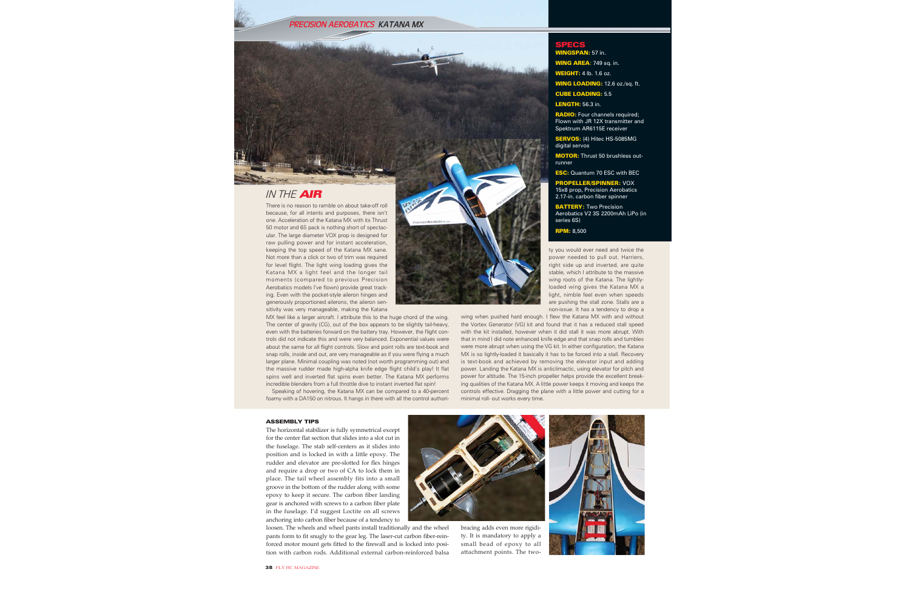## SPECS

**WINGSPAN:** 57 in.

**WING AREA**: 749 sq. in.

**WEIGHT:** 4 lb. 1.6 oz.

**WING LOADING:** 12.6 oz./sq. ft.

**CUBE LOADING:** 5.5

**LENGTH:** 56.3 in.

**RADIO:** Four channels required; Flown with JR 12X transmitter and Spektrum AR6115E receiver

**SERVOS:** (4) Hitec HS-5085MG digital servos

**MOTOR:** Thrust 50 brushless outrunner

**ESC:** Quantum 70 ESC with BEC

**PROPELLER/SPINNER:** VOX 15x8 prop, Precision Aerobatics 2.17-in. carbon fiber spinner

**BATTERY:** Two Precision Aerobatics V2 3S 2200mAh LiPo (in series 6S)

**RPM:** 8,500

## IN THE AIR

There is no reason to ramble on about take-off roll because, for all intents and purposes, there isn't one. Acceleration of the Katana MX with its Thrust 50 motor and 6S pack is nothing short of spectacular. The large diameter VOX prop is designed for raw pulling power and for instant acceleration, keeping the top speed of the Katana MX sane. Not more than a click or two of trim was required for level flight. The light wing loading gives the Katana MX a light feel and the longer tail moments (compared to previous Precision Aerobatics models I've flown) provide great tracking. Even with the pocket-style aileron hinges and generously proportioned ailerons, the aileron sensitivity was very manageable, making the Katana MX feel like a larger aircraft. I attribute this to the huge chord of the wing. The center of gravity (CG), out of the box appears to be slightly tail-heavy, even with the batteries forward on the battery tray. However, the flight controls did not indicate this and were very balanced. Exponential values were about the same for all flight controls. Slow and point rolls are text-book and snap rolls, inside and out, are very manageable as if you were flying a much larger plane. Minimal coupling was noted (not worth programming out) and the massive rudder made high-alpha knife edge flight child's play! It flat spins well and inverted flat spins even better. The Katana MX performs incredible blenders from a full throttle dive to instant inverted flat spin!

Speaking of hovering, the Katana MX can be compared to a 40-percent foamy with a DA150 on nitrous. It hangs in there with all the control authority you would ever need and twice the power needed to pull out. Harriers, right side up and inverted, are quite stable, which I attribute to the massive wing roots of the Katana. The lightly-loaded wing gives the Katana MX a light, nimble feel even when speeds are pushing the stall zone. Stalls are a non-issue. It has a tendency to drop a wing when pushed hard enough. I flew the Katana MX with and without the Vortex Generator (VG) kit and found that it has a reduced stall speed with the kit installed, however when it did stall it was more abrupt. With that in mind I did note enhanced knife edge and that snap rolls and tumbles were more abrupt when using the VG kit. In either configuration, the Katana MX is so lightly-loaded it basically it has to be forced into a stall. Recovery is text-book and achieved by removing the elevator input and adding power. Landing the Katana MX is anticlimactic, using elevator for pitch and power for altitude. The 15-inch propeller helps provide the excellent breaking qualities of the Katana MX. A little power keeps it moving and keeps the controls effective. Dragging the plane with a little power and cutting for a minimal roll- out works every time.

### ASSEMBLY TIPS

The horizontal stabilizer is fully symmetrical except for the center flat section that slides into a slot cut in the fuselage. The stab self-centers as it slides into position and is locked in with a little epoxy. The rudder and elevator are pre-slotted for flex hinges and require a drop or two of CA to lock them in place. The tail wheel assembly fits into a small groove in the bottom of the rudder along with some epoxy to keep it secure. The carbon fiber landing gear is anchored with screws to a carbon fiber plate in the fuselage. I'd suggest Loctite on all screws anchoring into carbon fiber because of a tendency to loosen. The wheels and wheel pants install traditionally and the wheel pants form to fit snugly to the gear leg. The laser-cut carbon fiber-reinforced motor mount gets fitted to the firewall and is locked into position with carbon rods. Additional external carbon-reinforced balsa bracing adds even more rigidity. It is mandatory to apply a small bead of epoxy to all attachment points. The two-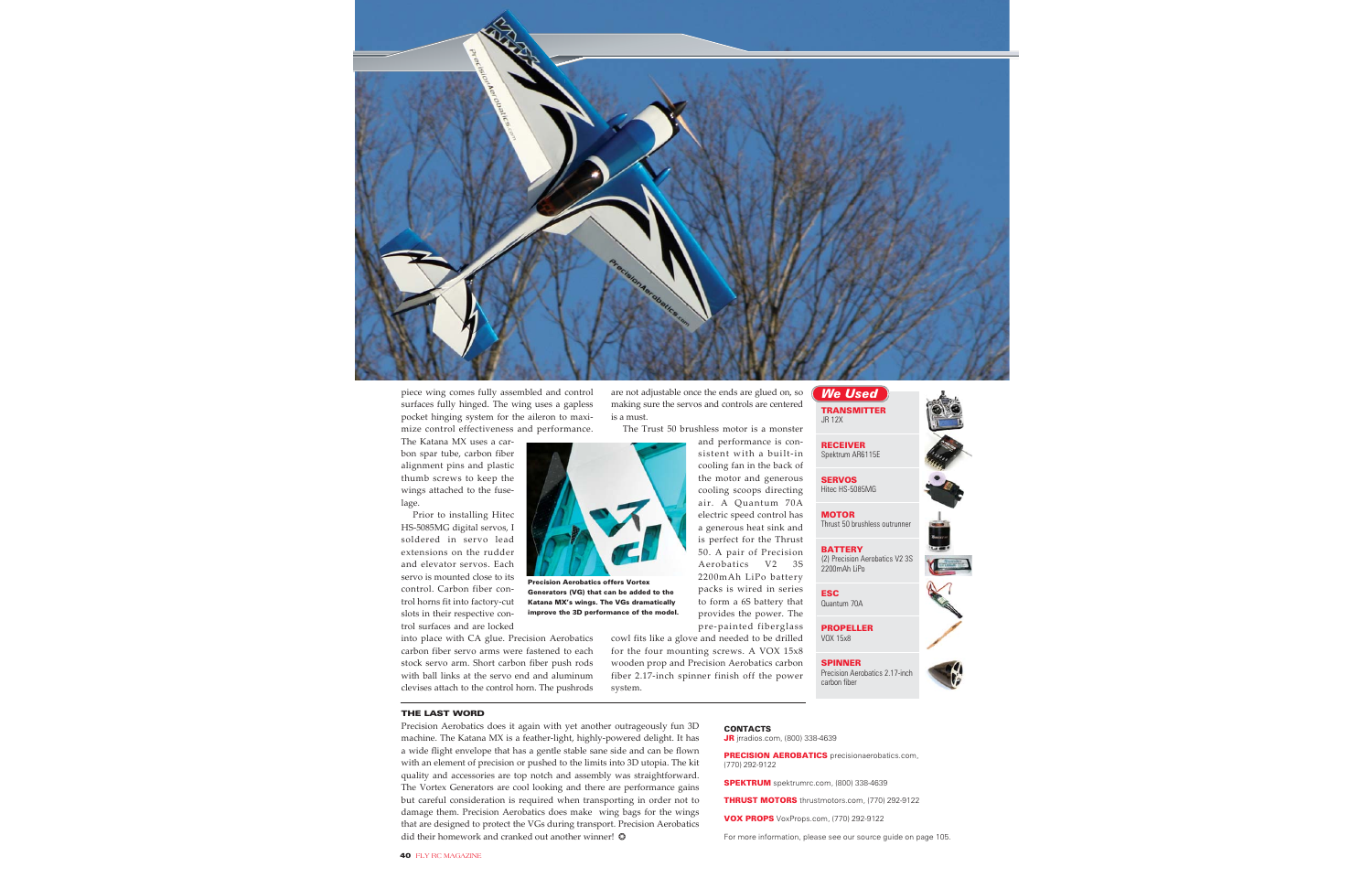piece wing comes fully assembled and control surfaces fully hinged. The wing uses a gapless pocket hinging system for the aileron to maximize control effectiveness and performance. The Katana MX uses a carbon spar tube, carbon fiber alignment pins and plastic thumb screws to keep the wings attached to the fuselage.

Prior to installing Hitec HS-5085MG digital servos, I soldered in servo lead extensions on the rudder and elevator servos. Each servo is mounted close to its control. Carbon fiber control horns fit into factory-cut slots in their respective control surfaces and are locked into place with CA glue. Precision Aerobatics carbon fiber servo arms were fastened to each stock servo arm. Short carbon fiber push rods with ball links at the servo end and aluminum clevises attach to the control horn. The pushrods are not adjustable once the ends are glued on, so making sure the servos and controls are centered is a must.

**Precision Aerobatics offers Vortex Generators (VG) that can be added to the Katana MX's wings. The VGs dramatically improve the 3D performance of the model.**

The Trust 50 brushless motor is a monster and performance is consistent with a built-in cooling fan in the back of the motor and generous cooling scoops directing air. A Quantum 70A electric speed control has a generous heat sink and is perfect for the Thrust 50. A pair of Precision Aerobatics V2 3S 2200mAh LiPo battery packs is wired in series to form a 6S battery that provides the power. The pre-painted fiberglass cowl fits like a glove and needed to be drilled for the four mounting screws. A VOX 15x8 wooden prop and Precision Aerobatics carbon fiber 2.17-inch spinner finish off the power system.

## We Used

**TRANSMITTER**
JR 12X

**RECEIVER**
Spektrum AR6115E

**SERVOS**
Hitec HS-5085MG

**MOTOR**
Thrust 50 brushless outrunner

**BATTERY**
(2) Precision Aerobatics V2 3S 2200mAh LiPo

**ESC**
Quantum 70A

**PROPELLER**
VOX 15x8

**SPINNER**
Precision Aerobatics 2.17-inch carbon fiber

## THE LAST WORD

Precision Aerobatics does it again with yet another outrageously fun 3D machine. The Katana MX is a feather-light, highly-powered delight. It has a wide flight envelope that has a gentle stable sane side and can be flown with an element of precision or pushed to the limits into 3D utopia. The kit quality and accessories are top notch and assembly was straightforward. The Vortex Generators are cool looking and there are performance gains but careful consideration is required when transporting in order not to damage them. Precision Aerobatics does make wing bags for the wings that are designed to protect the VGs during transport. Precision Aerobatics did their homework and cranked out another winner!

## CONTACTS

**JR** jrradios.com, (800) 338-4639

**PRECISION AEROBATICS** precisionaerobatics.com, (770) 292-9122

**SPEKTRUM** spektrumrc.com, (800) 338-4639

**THRUST MOTORS** thrustmotors.com, (770) 292-9122

**VOX PROPS** VoxProps.com, (770) 292-9122

For more information, please see our source guide on page 105.